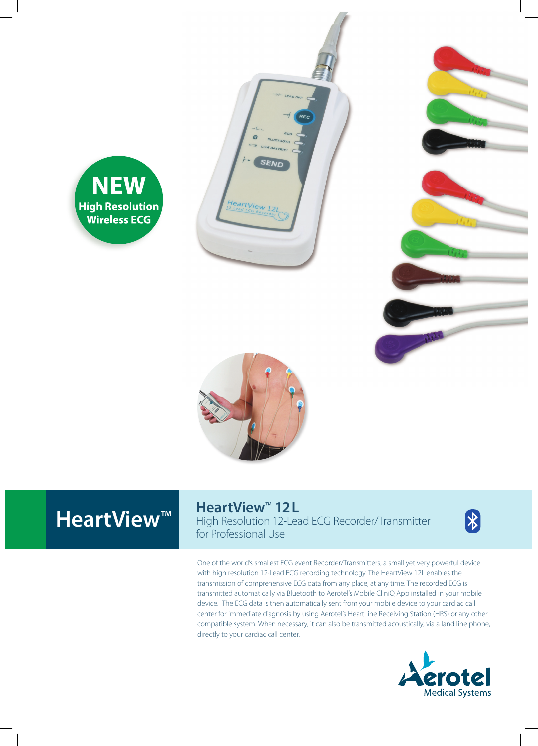**NEW**
**High Resolution Wireless ECG**

# HeartView™

## HeartView™ 12L

High Resolution 12-Lead ECG Recorder/Transmitter for Professional Use

One of the world's smallest ECG event Recorder/Transmitters, a small yet very powerful device with high resolution 12-Lead ECG recording technology. The HeartView 12L enables the transmission of comprehensive ECG data from any place, at any time. The recorded ECG is transmitted automatically via Bluetooth to Aerotel's Mobile CliniQ App installed in your mobile device. The ECG data is then automatically sent from your mobile device to your cardiac call center for immediate diagnosis by using Aerotel's HeartLine Receiving Station (HRS) or any other compatible system. When necessary, it can also be transmitted acoustically, via a land line phone, directly to your cardiac call center.

Aerotel Medical Systems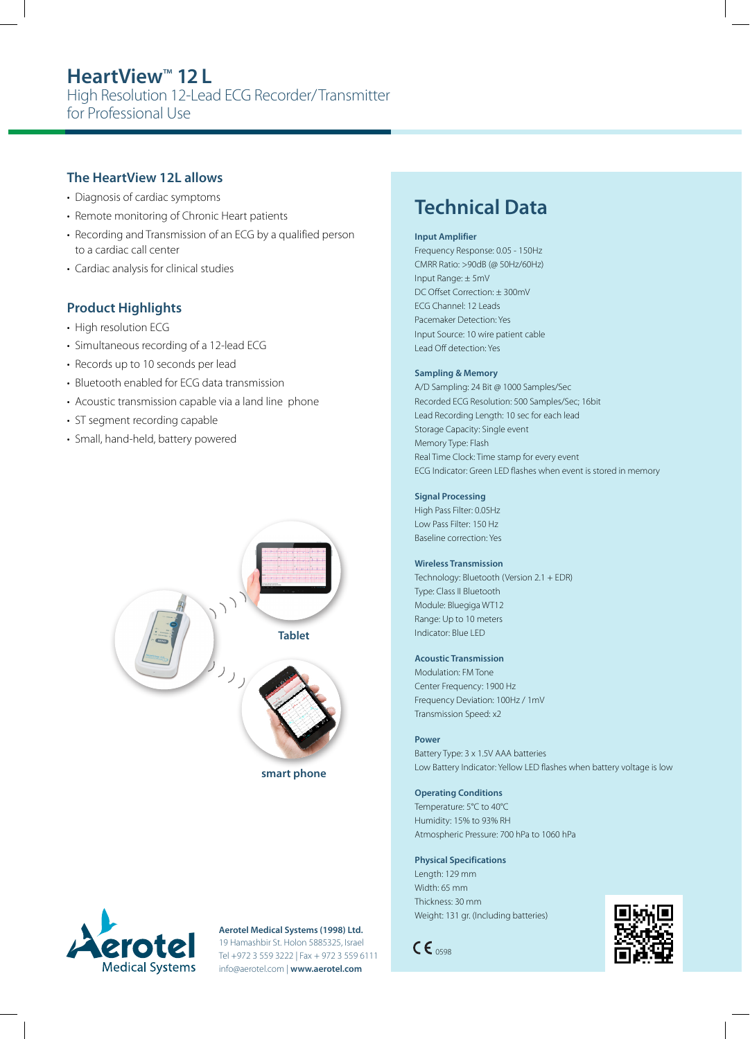# HeartView™ 12 L

High Resolution 12-Lead ECG Recorder/Transmitter for Professional Use

## The HeartView 12L allows

- Diagnosis of cardiac symptoms
- Remote monitoring of Chronic Heart patients
- Recording and Transmission of an ECG by a qualified person to a cardiac call center
- Cardiac analysis for clinical studies

## Product Highlights

- High resolution ECG
- Simultaneous recording of a 12-lead ECG
- Records up to 10 seconds per lead
- Bluetooth enabled for ECG data transmission
- Acoustic transmission capable via a land line phone
- ST segment recording capable
- Small, hand-held, battery powered

Tablet

smart phone

## Technical Data

### Input Amplifier

Frequency Response: 0.05 - 150Hz
CMRR Ratio: >90dB (@ 50Hz/60Hz)
Input Range: ± 5mV
DC Offset Correction: ± 300mV
ECG Channel: 12 Leads
Pacemaker Detection: Yes
Input Source: 10 wire patient cable
Lead Off detection: Yes

### Sampling & Memory

A/D Sampling: 24 Bit @ 1000 Samples/Sec
Recorded ECG Resolution: 500 Samples/Sec; 16bit
Lead Recording Length: 10 sec for each lead
Storage Capacity: Single event
Memory Type: Flash
Real Time Clock: Time stamp for every event
ECG Indicator: Green LED flashes when event is stored in memory

### Signal Processing

High Pass Filter: 0.05Hz
Low Pass Filter: 150 Hz
Baseline correction: Yes

### Wireless Transmission

Technology: Bluetooth (Version 2.1 + EDR)
Type: Class II Bluetooth
Module: Bluegiga WT12
Range: Up to 10 meters
Indicator: Blue LED

### Acoustic Transmission

Modulation: FM Tone
Center Frequency: 1900 Hz
Frequency Deviation: 100Hz / 1mV
Transmission Speed: x2

### Power

Battery Type: 3 x 1.5V AAA batteries
Low Battery Indicator: Yellow LED flashes when battery voltage is low

### Operating Conditions

Temperature: 5°C to 40°C
Humidity: 15% to 93% RH
Atmospheric Pressure: 700 hPa to 1060 hPa

### Physical Specifications

Length: 129 mm
Width: 65 mm
Thickness: 30 mm
Weight: 131 gr. (Including batteries)

CE 0598

Aerotel Medical Systems

**Aerotel Medical Systems (1998) Ltd.**
19 Hamashbir St. Holon 5885325, Israel
Tel +972 3 559 3222 | Fax + 972 3 559 6111
info@aerotel.com | **www.aerotel.com**